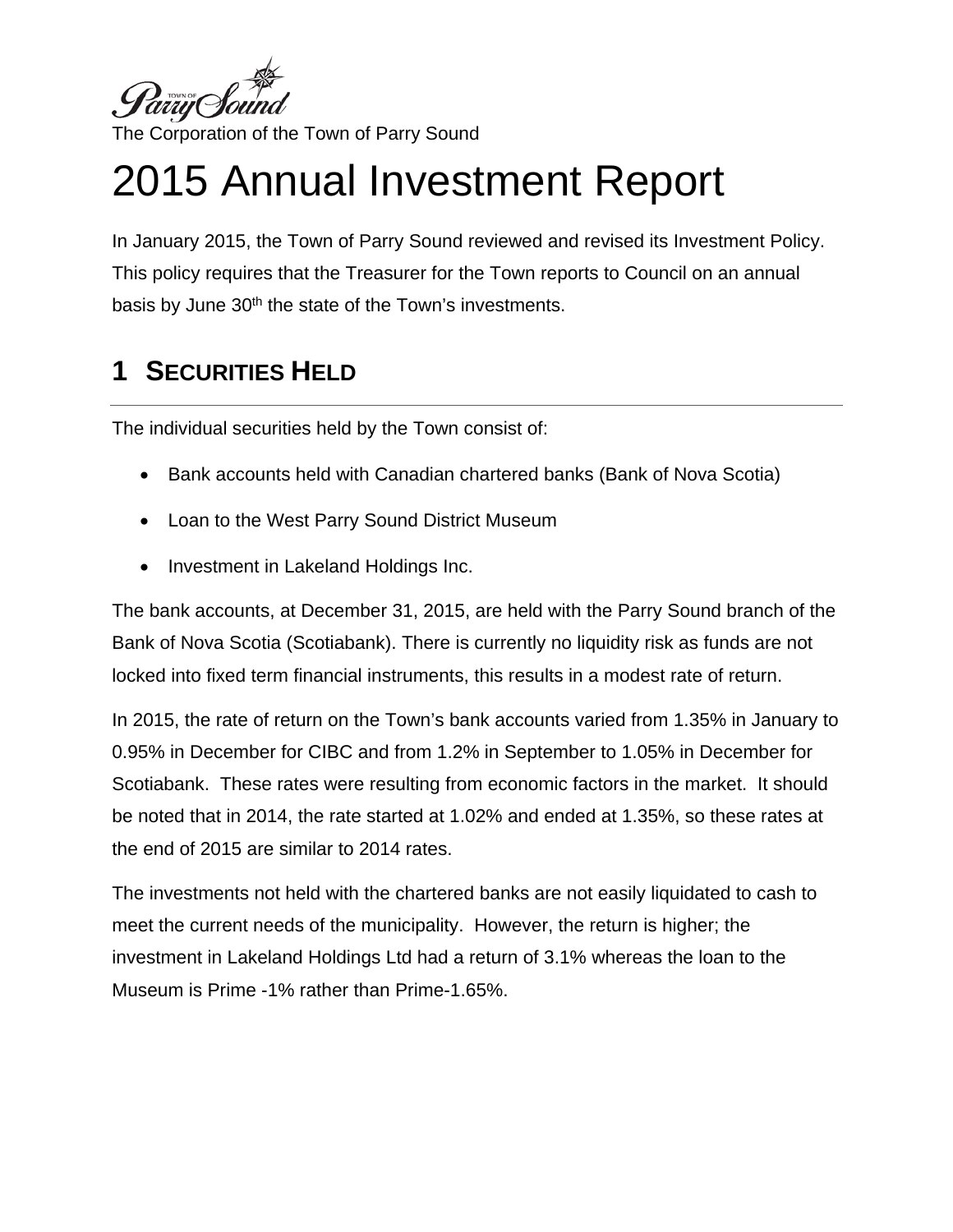The Corporation of the Town of Parry Sound

# 2015 Annual Investment Report

In January 2015, the Town of Parry Sound reviewed and revised its Investment Policy. This policy requires that the Treasurer for the Town reports to Council on an annual basis by June 30th the state of the Town's investments.

## 1 SECURITIES HELD

The individual securities held by the Town consist of:

- Bank accounts held with Canadian chartered banks (Bank of Nova Scotia)
- Loan to the West Parry Sound District Museum
- Investment in Lakeland Holdings Inc.

The bank accounts, at December 31, 2015, are held with the Parry Sound branch of the Bank of Nova Scotia (Scotiabank). There is currently no liquidity risk as funds are not locked into fixed term financial instruments, this results in a modest rate of return.

In 2015, the rate of return on the Town's bank accounts varied from 1.35% in January to 0.95% in December for CIBC and from 1.2% in September to 1.05% in December for Scotiabank. These rates were resulting from economic factors in the market. It should be noted that in 2014, the rate started at 1.02% and ended at 1.35%, so these rates at the end of 2015 are similar to 2014 rates.

The investments not held with the chartered banks are not easily liquidated to cash to meet the current needs of the municipality. However, the return is higher; the investment in Lakeland Holdings Ltd had a return of 3.1% whereas the loan to the Museum is Prime -1% rather than Prime-1.65%.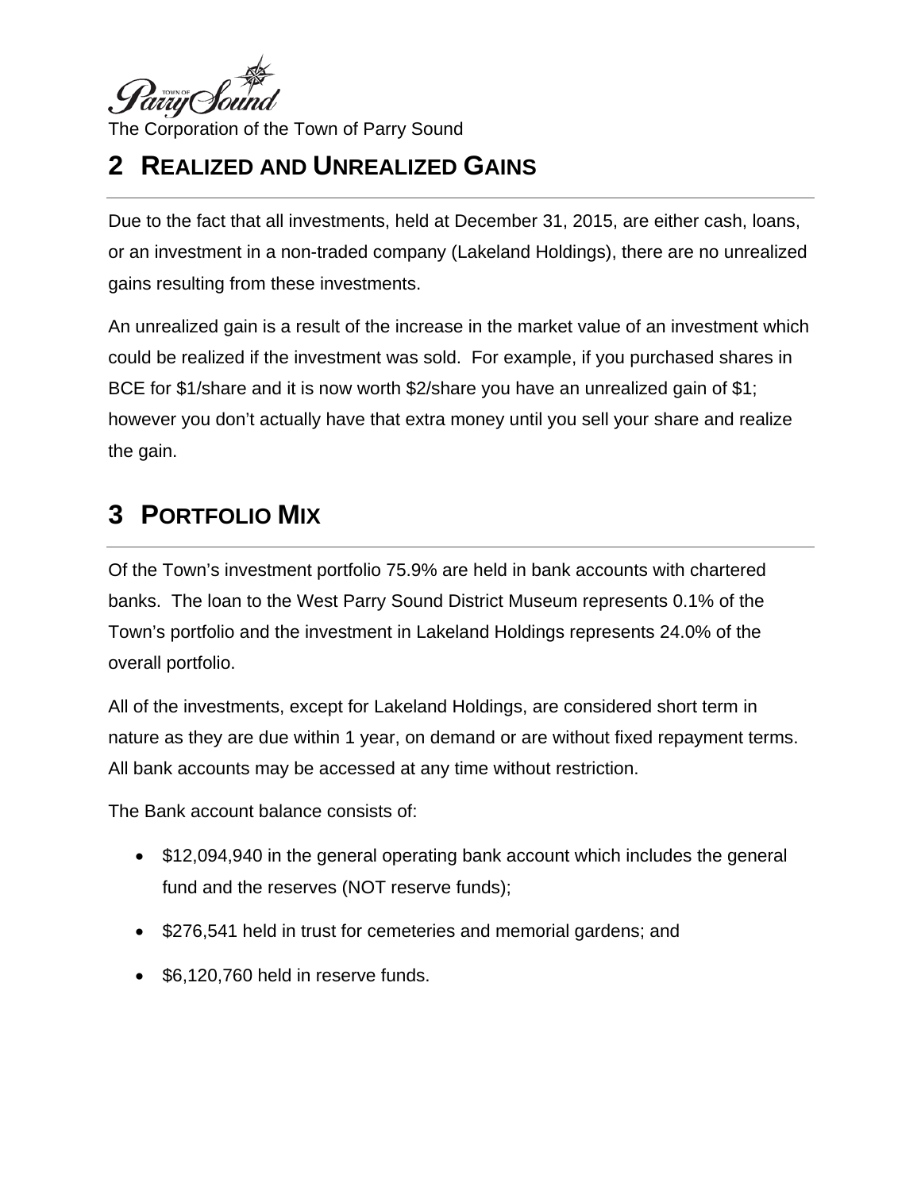## 2 REALIZED AND UNREALIZED GAINS

Due to the fact that all investments, held at December 31, 2015, are either cash, loans, or an investment in a non-traded company (Lakeland Holdings), there are no unrealized gains resulting from these investments.

An unrealized gain is a result of the increase in the market value of an investment which could be realized if the investment was sold. For example, if you purchased shares in BCE for $1/share and it is now worth $2/share you have an unrealized gain of $1; however you don't actually have that extra money until you sell your share and realize the gain.

## 3 PORTFOLIO MIX

Of the Town's investment portfolio 75.9% are held in bank accounts with chartered banks. The loan to the West Parry Sound District Museum represents 0.1% of the Town's portfolio and the investment in Lakeland Holdings represents 24.0% of the overall portfolio.

All of the investments, except for Lakeland Holdings, are considered short term in nature as they are due within 1 year, on demand or are without fixed repayment terms. All bank accounts may be accessed at any time without restriction.

The Bank account balance consists of:

- $12,094,940 in the general operating bank account which includes the general fund and the reserves (NOT reserve funds);
- $276,541 held in trust for cemeteries and memorial gardens; and
- $6,120,760 held in reserve funds.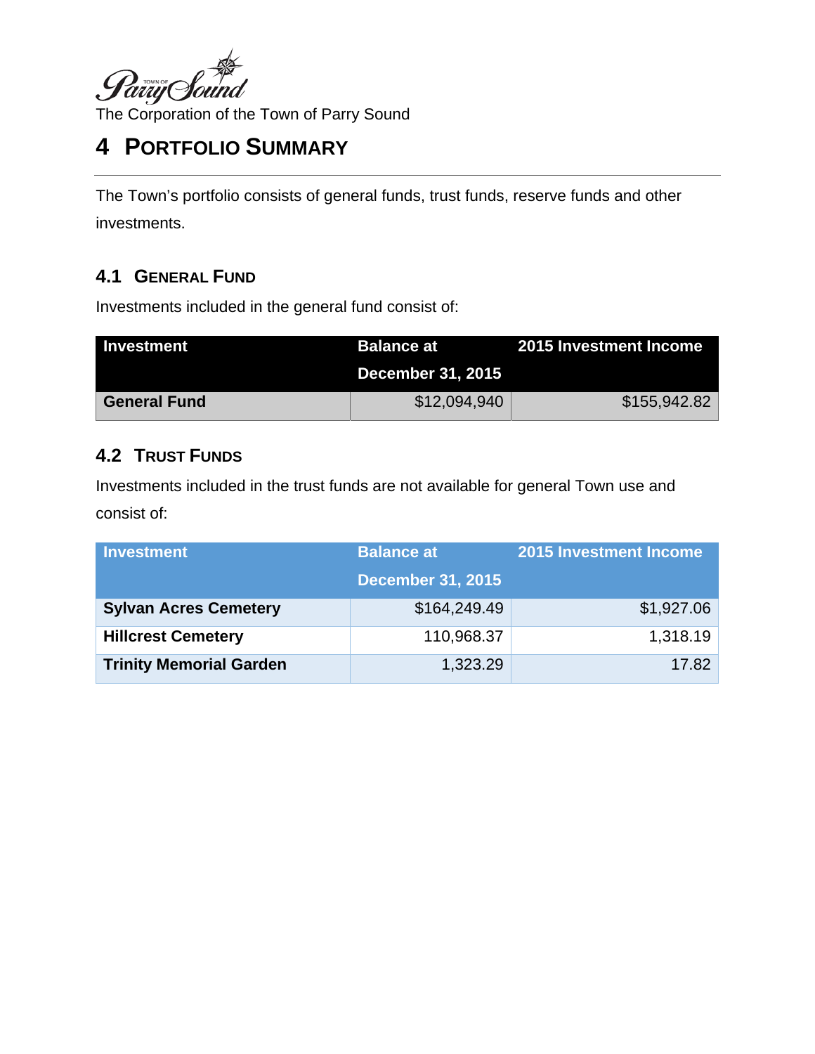The Corporation of the Town of Parry Sound

# 4 Portfolio Summary

The Town's portfolio consists of general funds, trust funds, reserve funds and other investments.

## 4.1 General Fund

Investments included in the general fund consist of:

| Investment | Balance at December 31, 2015 | 2015 Investment Income |
|---|---|---|
| **General Fund** | $12,094,940 | $155,942.82 |

## 4.2 Trust Funds

Investments included in the trust funds are not available for general Town use and consist of:

| Investment | Balance at December 31, 2015 | 2015 Investment Income |
|---|---|---|
| **Sylvan Acres Cemetery** | $164,249.49 | $1,927.06 |
| **Hillcrest Cemetery** | 110,968.37 | 1,318.19 |
| **Trinity Memorial Garden** | 1,323.29 | 17.82 |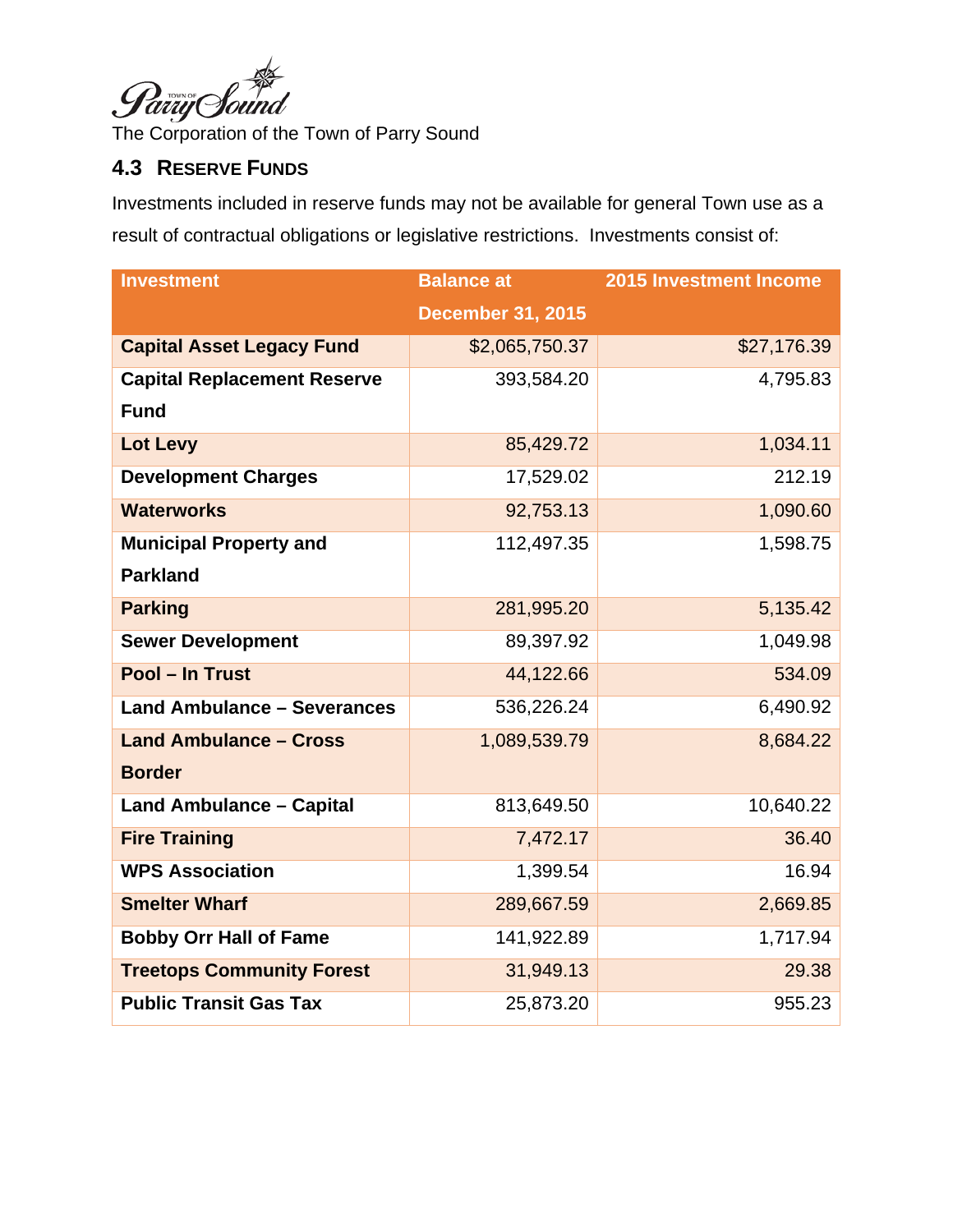The Corporation of the Town of Parry Sound

### 4.3 Reserve Funds

Investments included in reserve funds may not be available for general Town use as a result of contractual obligations or legislative restrictions. Investments consist of:

| Investment | Balance at December 31, 2015 | 2015 Investment Income |
|---|---|---|
| **Capital Asset Legacy Fund** | $2,065,750.37 | $27,176.39 |
| **Capital Replacement Reserve Fund** | 393,584.20 | 4,795.83 |
| **Lot Levy** | 85,429.72 | 1,034.11 |
| **Development Charges** | 17,529.02 | 212.19 |
| **Waterworks** | 92,753.13 | 1,090.60 |
| **Municipal Property and Parkland** | 112,497.35 | 1,598.75 |
| **Parking** | 281,995.20 | 5,135.42 |
| **Sewer Development** | 89,397.92 | 1,049.98 |
| **Pool – In Trust** | 44,122.66 | 534.09 |
| **Land Ambulance – Severances** | 536,226.24 | 6,490.92 |
| **Land Ambulance – Cross Border** | 1,089,539.79 | 8,684.22 |
| **Land Ambulance – Capital** | 813,649.50 | 10,640.22 |
| **Fire Training** | 7,472.17 | 36.40 |
| **WPS Association** | 1,399.54 | 16.94 |
| **Smelter Wharf** | 289,667.59 | 2,669.85 |
| **Bobby Orr Hall of Fame** | 141,922.89 | 1,717.94 |
| **Treetops Community Forest** | 31,949.13 | 29.38 |
| **Public Transit Gas Tax** | 25,873.20 | 955.23 |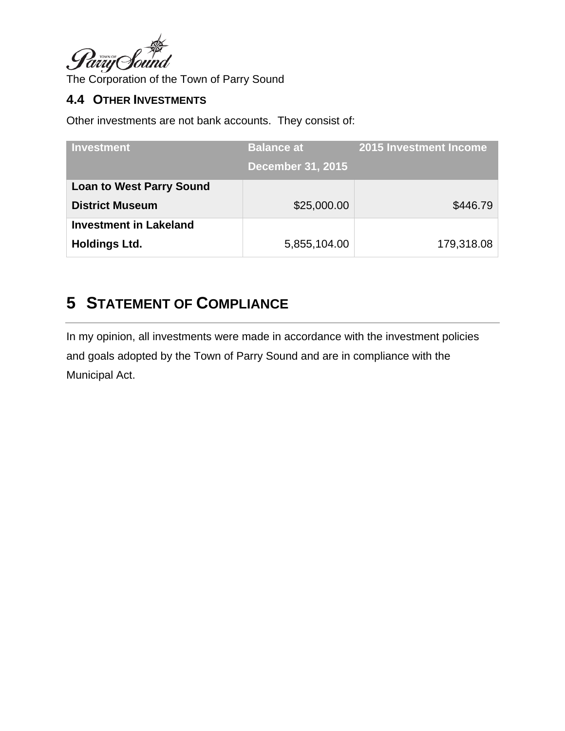The Corporation of the Town of Parry Sound

### 4.4 OTHER INVESTMENTS

Other investments are not bank accounts. They consist of:

| Investment | Balance at December 31, 2015 | 2015 Investment Income |
| --- | --- | --- |
| **Loan to West Parry Sound District Museum** | $25,000.00 | $446.79 |
| **Investment in Lakeland Holdings Ltd.** | 5,855,104.00 | 179,318.08 |

# 5 STATEMENT OF COMPLIANCE

In my opinion, all investments were made in accordance with the investment policies and goals adopted by the Town of Parry Sound and are in compliance with the Municipal Act.